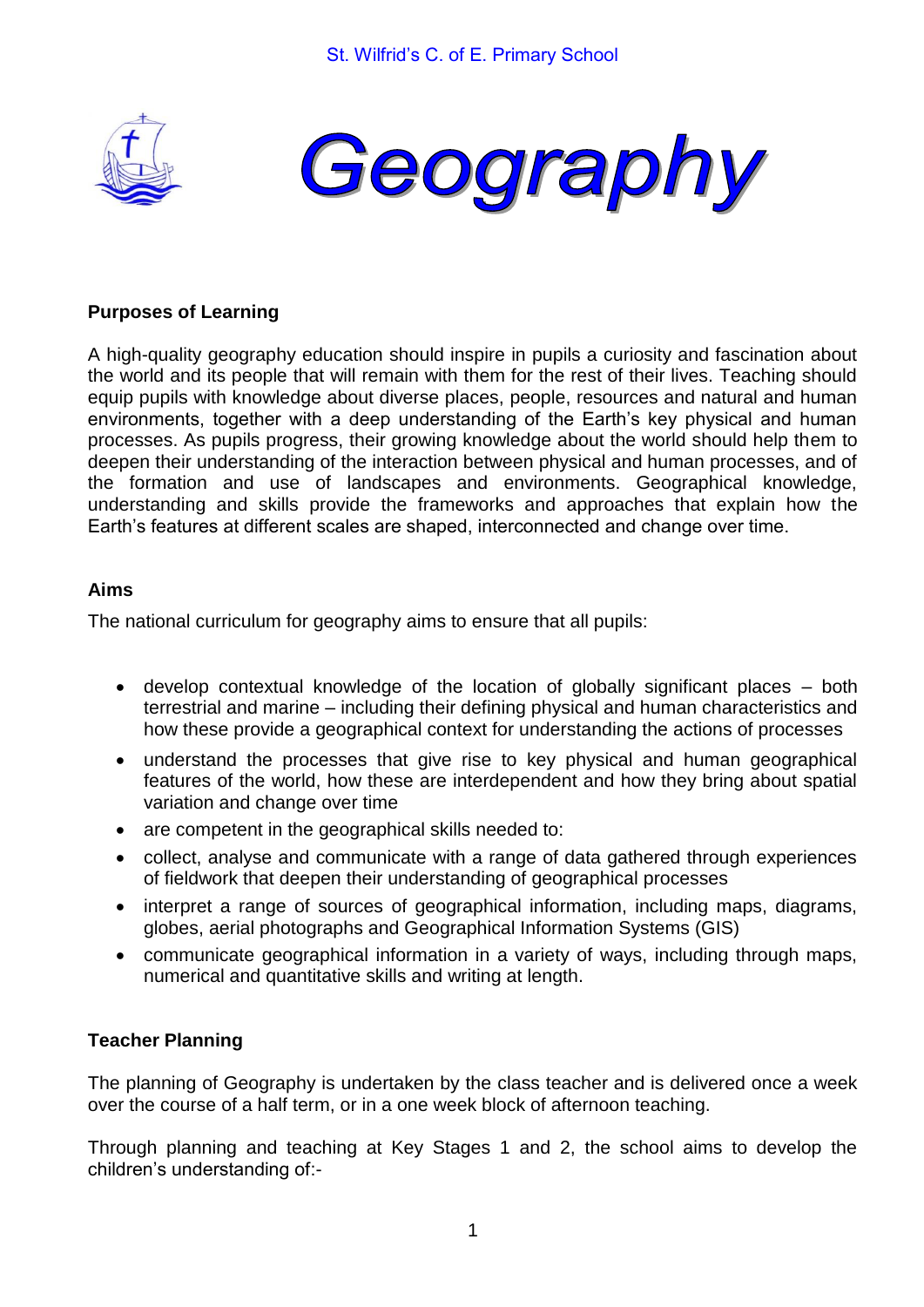St. Wilfrid's C. of E. Primary School

# Geography

## Purposes of Learning

A high-quality geography education should inspire in pupils a curiosity and fascination about the world and its people that will remain with them for the rest of their lives. Teaching should equip pupils with knowledge about diverse places, people, resources and natural and human environments, together with a deep understanding of the Earth's key physical and human processes. As pupils progress, their growing knowledge about the world should help them to deepen their understanding of the interaction between physical and human processes, and of the formation and use of landscapes and environments. Geographical knowledge, understanding and skills provide the frameworks and approaches that explain how the Earth's features at different scales are shaped, interconnected and change over time.

## Aims

The national curriculum for geography aims to ensure that all pupils:

- develop contextual knowledge of the location of globally significant places – both terrestrial and marine – including their defining physical and human characteristics and how these provide a geographical context for understanding the actions of processes
- understand the processes that give rise to key physical and human geographical features of the world, how these are interdependent and how they bring about spatial variation and change over time
- are competent in the geographical skills needed to:
- collect, analyse and communicate with a range of data gathered through experiences of fieldwork that deepen their understanding of geographical processes
- interpret a range of sources of geographical information, including maps, diagrams, globes, aerial photographs and Geographical Information Systems (GIS)
- communicate geographical information in a variety of ways, including through maps, numerical and quantitative skills and writing at length.

## Teacher Planning

The planning of Geography is undertaken by the class teacher and is delivered once a week over the course of a half term, or in a one week block of afternoon teaching.

Through planning and teaching at Key Stages 1 and 2, the school aims to develop the children's understanding of:-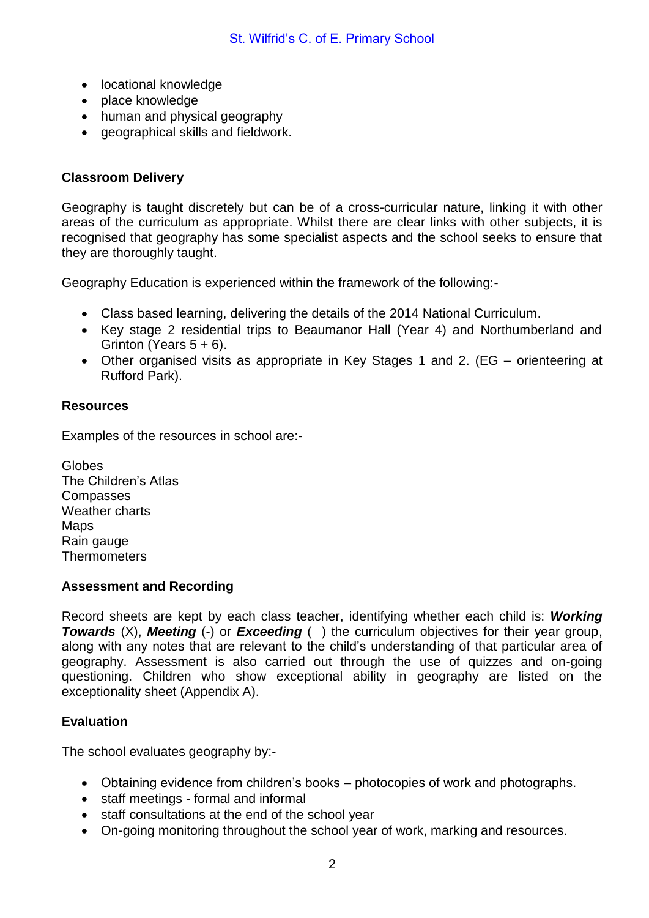- locational knowledge
- place knowledge
- human and physical geography
- geographical skills and fieldwork.

**Classroom Delivery**

Geography is taught discretely but can be of a cross-curricular nature, linking it with other areas of the curriculum as appropriate. Whilst there are clear links with other subjects, it is recognised that geography has some specialist aspects and the school seeks to ensure that they are thoroughly taught.

Geography Education is experienced within the framework of the following:-

- Class based learning, delivering the details of the 2014 National Curriculum.
- Key stage 2 residential trips to Beaumanor Hall (Year 4) and Northumberland and Grinton (Years 5 + 6).
- Other organised visits as appropriate in Key Stages 1 and 2. (EG – orienteering at Rufford Park).

**Resources**

Examples of the resources in school are:-

Globes
The Children's Atlas
Compasses
Weather charts
Maps
Rain gauge
Thermometers

**Assessment and Recording**

Record sheets are kept by each class teacher, identifying whether each child is: ***Working Towards*** (X), ***Meeting*** (-) or ***Exceeding*** ( ) the curriculum objectives for their year group, along with any notes that are relevant to the child's understanding of that particular area of geography. Assessment is also carried out through the use of quizzes and on-going questioning. Children who show exceptional ability in geography are listed on the exceptionality sheet (Appendix A).

**Evaluation**

The school evaluates geography by:-

- Obtaining evidence from children's books – photocopies of work and photographs.
- staff meetings - formal and informal
- staff consultations at the end of the school year
- On-going monitoring throughout the school year of work, marking and resources.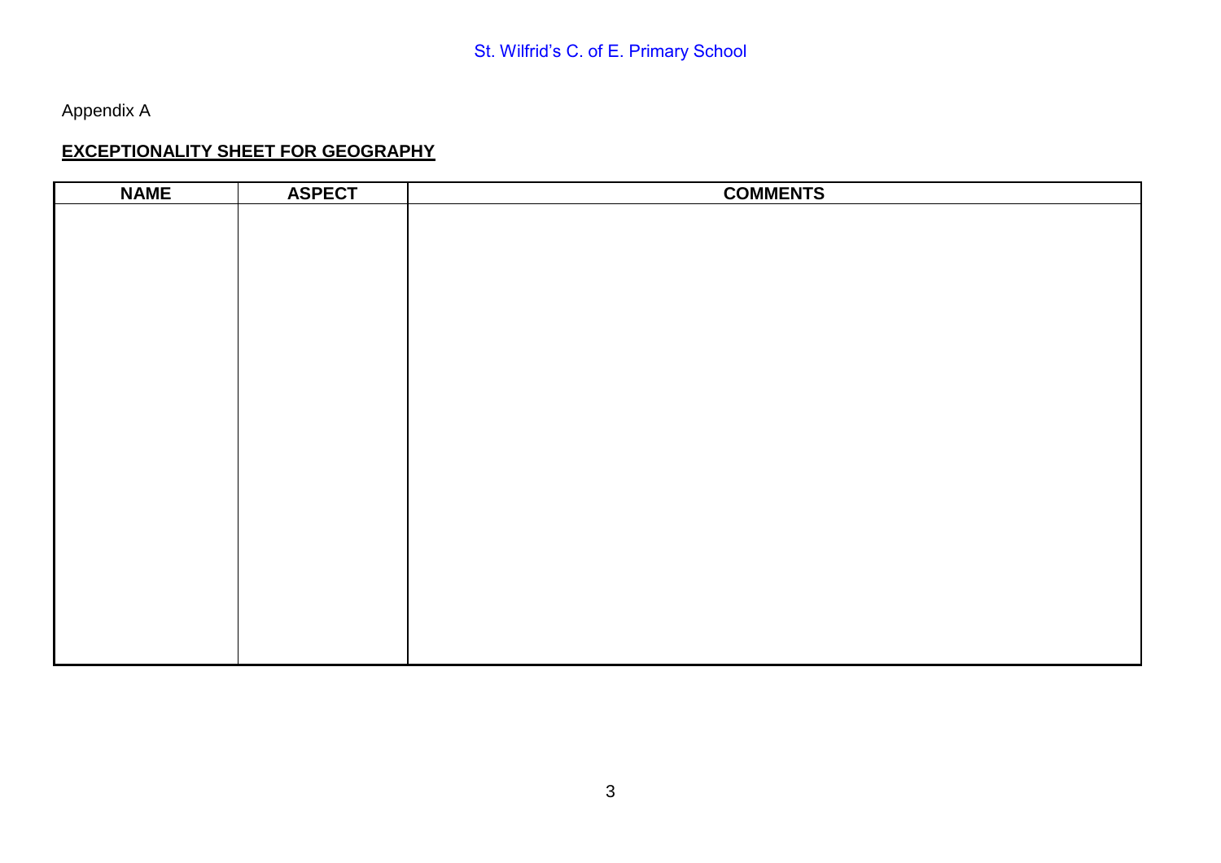Appendix A

**EXCEPTIONALITY SHEET FOR GEOGRAPHY**

| NAME | ASPECT | COMMENTS |
|---|---|---|
| | | |